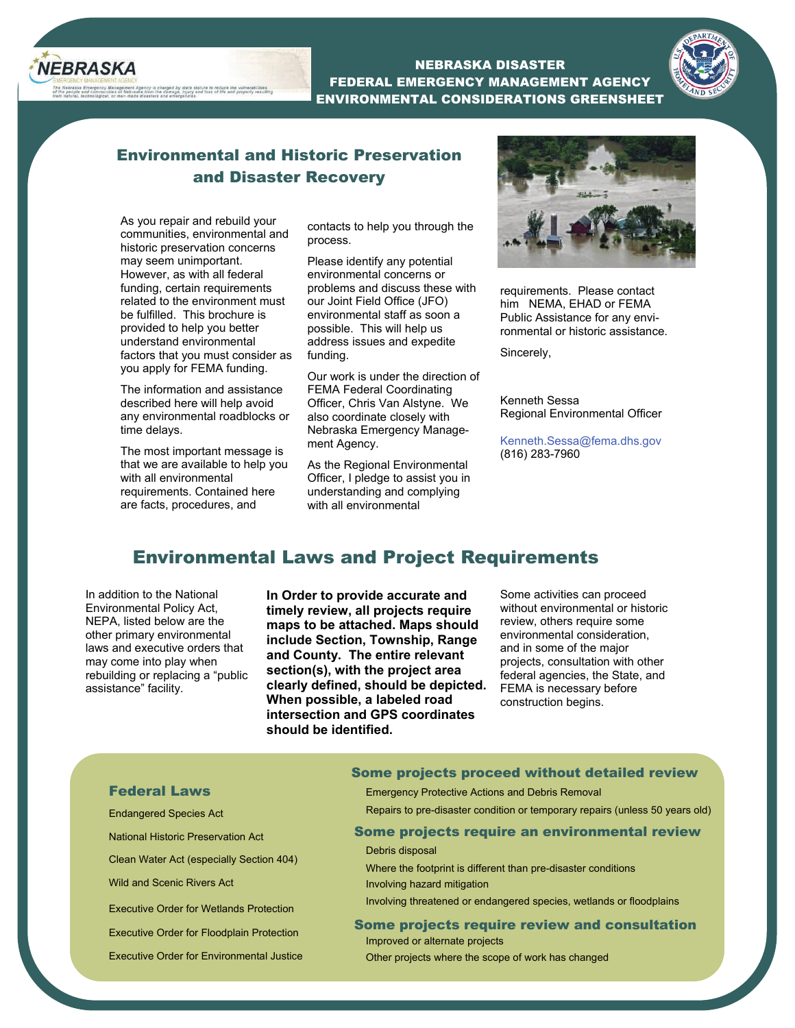NEBRASKA
EMERGENCY MANAGEMENT AGENCY

The Nebraska Emergency Management Agency is charged by state statute to reduce the vulnerabilities of the people and communities of Nebraska from the damage, injury and loss of life and property resulting from natural, technological, or man-made disasters and emergencies.

# NEBRASKA DISASTER FEDERAL EMERGENCY MANAGEMENT AGENCY ENVIRONMENTAL CONSIDERATIONS GREENSHEET

## Environmental and Historic Preservation and Disaster Recovery

As you repair and rebuild your communities, environmental and historic preservation concerns may seem unimportant. However, as with all federal funding, certain requirements related to the environment must be fulfilled. This brochure is provided to help you better understand environmental factors that you must consider as you apply for FEMA funding.

The information and assistance described here will help avoid any environmental roadblocks or time delays.

The most important message is that we are available to help you with all environmental requirements. Contained here are facts, procedures, and contacts to help you through the process.

Please identify any potential environmental concerns or problems and discuss these with our Joint Field Office (JFO) environmental staff as soon a possible. This will help us address issues and expedite funding.

Our work is under the direction of FEMA Federal Coordinating Officer, Chris Van Alstyne. We also coordinate closely with Nebraska Emergency Management Agency.

As the Regional Environmental Officer, I pledge to assist you in understanding and complying with all environmental requirements. Please contact him NEMA, EHAD or FEMA Public Assistance for any environmental or historic assistance.

Sincerely,

Kenneth Sessa
Regional Environmental Officer

Kenneth.Sessa@fema.dhs.gov
(816) 283-7960

## Environmental Laws and Project Requirements

In addition to the National Environmental Policy Act, NEPA, listed below are the other primary environmental laws and executive orders that may come into play when rebuilding or replacing a "public assistance" facility.

**In Order to provide accurate and timely review, all projects require maps to be attached. Maps should include Section, Township, Range and County. The entire relevant section(s), with the project area clearly defined, should be depicted. When possible, a labeled road intersection and GPS coordinates should be identified.**

Some activities can proceed without environmental or historic review, others require some environmental consideration, and in some of the major projects, consultation with other federal agencies, the State, and FEMA is necessary before construction begins.

### Federal Laws

- Endangered Species Act
- National Historic Preservation Act
- Clean Water Act (especially Section 404)
- Wild and Scenic Rivers Act
- Executive Order for Wetlands Protection
- Executive Order for Floodplain Protection
- Executive Order for Environmental Justice

### Some projects proceed without detailed review

- Emergency Protective Actions and Debris Removal
- Repairs to pre-disaster condition or temporary repairs (unless 50 years old)

### Some projects require an environmental review

- Debris disposal
- Where the footprint is different than pre-disaster conditions
- Involving hazard mitigation
- Involving threatened or endangered species, wetlands or floodplains

### Some projects require review and consultation

- Improved or alternate projects
- Other projects where the scope of work has changed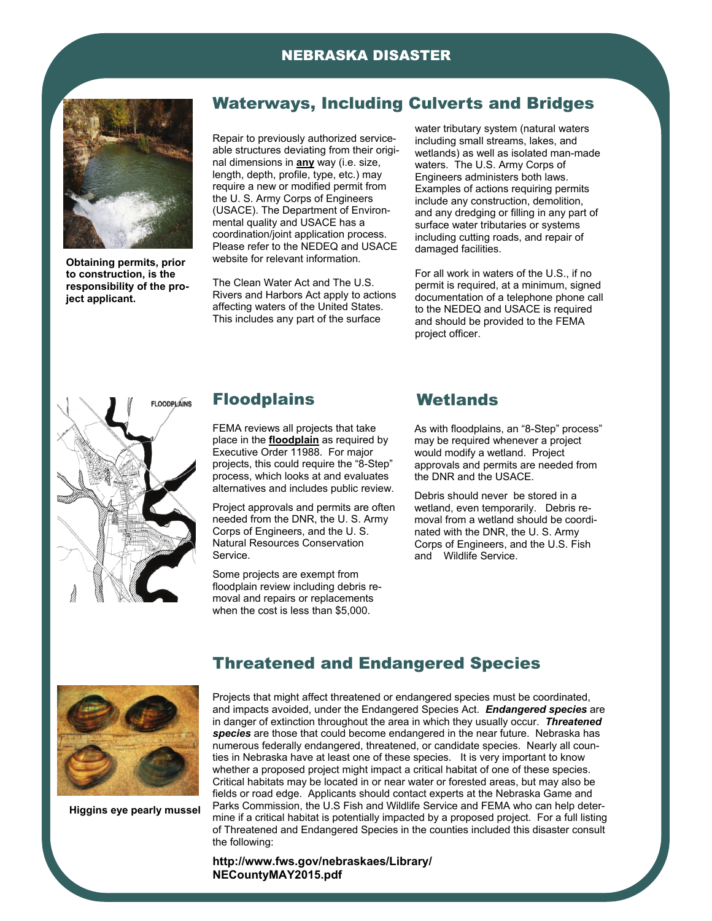## Waterways, Including Culverts and Bridges

Obtaining permits, prior to construction, is the responsibility of the project applicant.

Repair to previously authorized serviceable structures deviating from their original dimensions in **any** way (i.e. size, length, depth, profile, type, etc.) may require a new or modified permit from the U. S. Army Corps of Engineers (USACE). The Department of Environmental quality and USACE has a coordination/joint application process. Please refer to the NEDEQ and USACE website for relevant information.

The Clean Water Act and The U.S. Rivers and Harbors Act apply to actions affecting waters of the United States. This includes any part of the surface water tributary system (natural waters including small streams, lakes, and wetlands) as well as isolated man-made waters. The U.S. Army Corps of Engineers administers both laws. Examples of actions requiring permits include any construction, demolition, and any dredging or filling in any part of surface water tributaries or systems including cutting roads, and repair of damaged facilities.

For all work in waters of the U.S., if no permit is required, at a minimum, signed documentation of a telephone phone call to the NEDEQ and USACE is required and should be provided to the FEMA project officer.

## Floodplains

FEMA reviews all projects that take place in the **floodplain** as required by Executive Order 11988. For major projects, this could require the "8-Step" process, which looks at and evaluates alternatives and includes public review.

Project approvals and permits are often needed from the DNR, the U. S. Army Corps of Engineers, and the U. S. Natural Resources Conservation Service.

Some projects are exempt from floodplain review including debris removal and repairs or replacements when the cost is less than $5,000.

## Wetlands

As with floodplains, an "8-Step" process" may be required whenever a project would modify a wetland. Project approvals and permits are needed from the DNR and the USACE.

Debris should never be stored in a wetland, even temporarily. Debris removal from a wetland should be coordinated with the DNR, the U. S. Army Corps of Engineers, and the U.S. Fish and Wildlife Service.

## Threatened and Endangered Species

Higgins eye pearly mussel

Projects that might affect threatened or endangered species must be coordinated, and impacts avoided, under the Endangered Species Act. ***Endangered species*** are in danger of extinction throughout the area in which they usually occur. ***Threatened species*** are those that could become endangered in the near future. Nebraska has numerous federally endangered, threatened, or candidate species. Nearly all counties in Nebraska have at least one of these species. It is very important to know whether a proposed project might impact a critical habitat of one of these species. Critical habitats may be located in or near water or forested areas, but may also be fields or road edge. Applicants should contact experts at the Nebraska Game and Parks Commission, the U.S Fish and Wildlife Service and FEMA who can help determine if a critical habitat is potentially impacted by a proposed project. For a full listing of Threatened and Endangered Species in the counties included this disaster consult the following:

**http://www.fws.gov/nebraskaes/Library/NECountyMAY2015.pdf**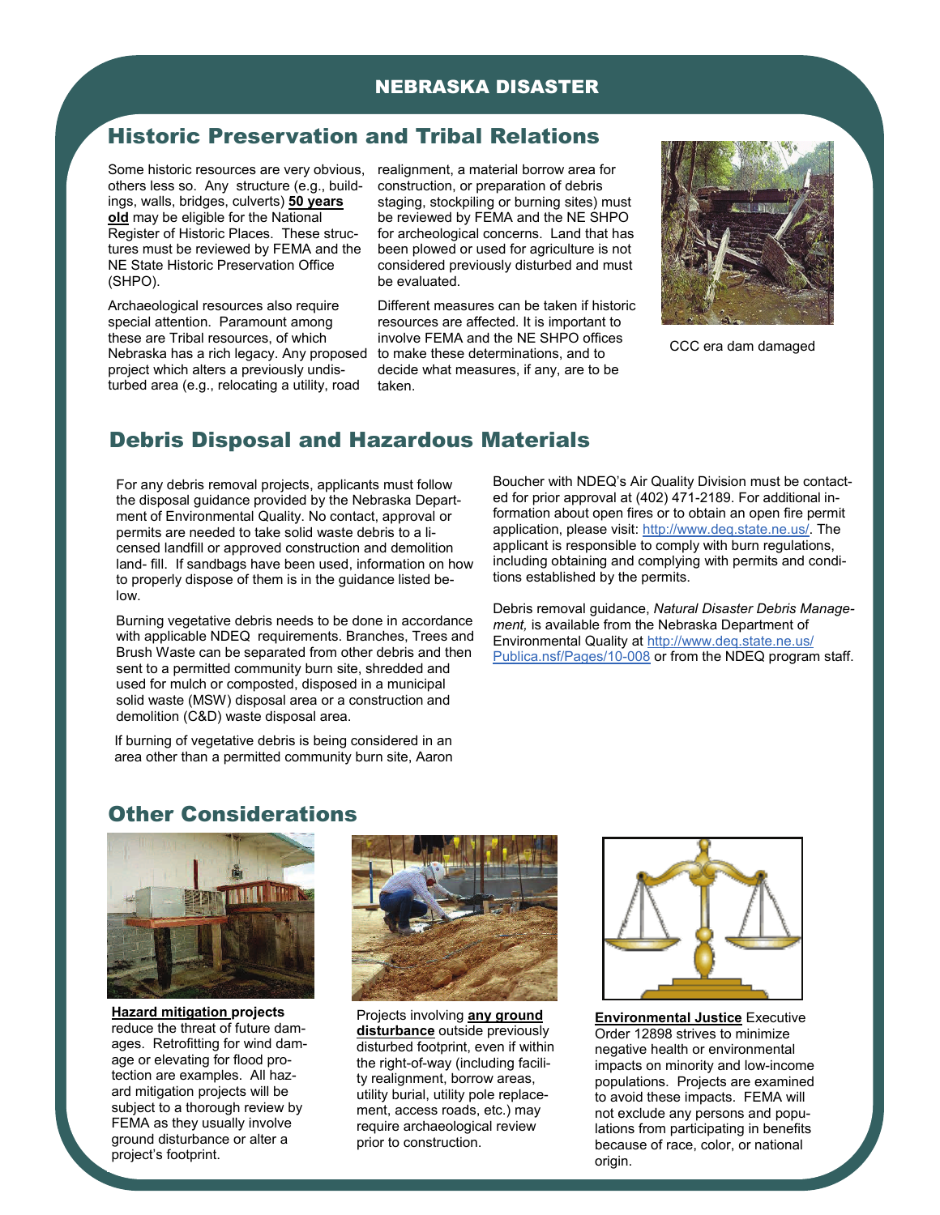## Historic Preservation and Tribal Relations

Some historic resources are very obvious, others less so. Any structure (e.g., buildings, walls, bridges, culverts) **50 years old** may be eligible for the National Register of Historic Places. These structures must be reviewed by FEMA and the NE State Historic Preservation Office (SHPO).

Archaeological resources also require special attention. Paramount among these are Tribal resources, of which Nebraska has a rich legacy. Any proposed project which alters a previously undisturbed area (e.g., relocating a utility, road realignment, a material borrow area for construction, or preparation of debris staging, stockpiling or burning sites) must be reviewed by FEMA and the NE SHPO for archeological concerns. Land that has been plowed or used for agriculture is not considered previously disturbed and must be evaluated.

Different measures can be taken if historic resources are affected. It is important to involve FEMA and the NE SHPO offices to make these determinations, and to decide what measures, if any, are to be taken.

CCC era dam damaged

## Debris Disposal and Hazardous Materials

For any debris removal projects, applicants must follow the disposal guidance provided by the Nebraska Department of Environmental Quality. No contact, approval or permits are needed to take solid waste debris to a licensed landfill or approved construction and demolition land- fill. If sandbags have been used, information on how to properly dispose of them is in the guidance listed below.

Burning vegetative debris needs to be done in accordance with applicable NDEQ requirements. Branches, Trees and Brush Waste can be separated from other debris and then sent to a permitted community burn site, shredded and used for mulch or composted, disposed in a municipal solid waste (MSW) disposal area or a construction and demolition (C&D) waste disposal area.

If burning of vegetative debris is being considered in an area other than a permitted community burn site, Aaron Boucher with NDEQ's Air Quality Division must be contacted for prior approval at (402) 471-2189. For additional information about open fires or to obtain an open fire permit application, please visit: http://www.deq.state.ne.us/. The applicant is responsible to comply with burn regulations, including obtaining and complying with permits and conditions established by the permits.

Debris removal guidance, *Natural Disaster Debris Management,* is available from the Nebraska Department of Environmental Quality at http://www.deq.state.ne.us/Publica.nsf/Pages/10-008 or from the NDEQ program staff.

## Other Considerations

**Hazard mitigation projects** reduce the threat of future damages. Retrofitting for wind damage or elevating for flood protection are examples. All hazard mitigation projects will be subject to a thorough review by FEMA as they usually involve ground disturbance or alter a project's footprint.

Projects involving **any ground disturbance** outside previously disturbed footprint, even if within the right-of-way (including facility realignment, borrow areas, utility burial, utility pole replacement, access roads, etc.) may require archaeological review prior to construction.

**Environmental Justice** Executive Order 12898 strives to minimize negative health or environmental impacts on minority and low-income populations. Projects are examined to avoid these impacts. FEMA will not exclude any persons and populations from participating in benefits because of race, color, or national origin.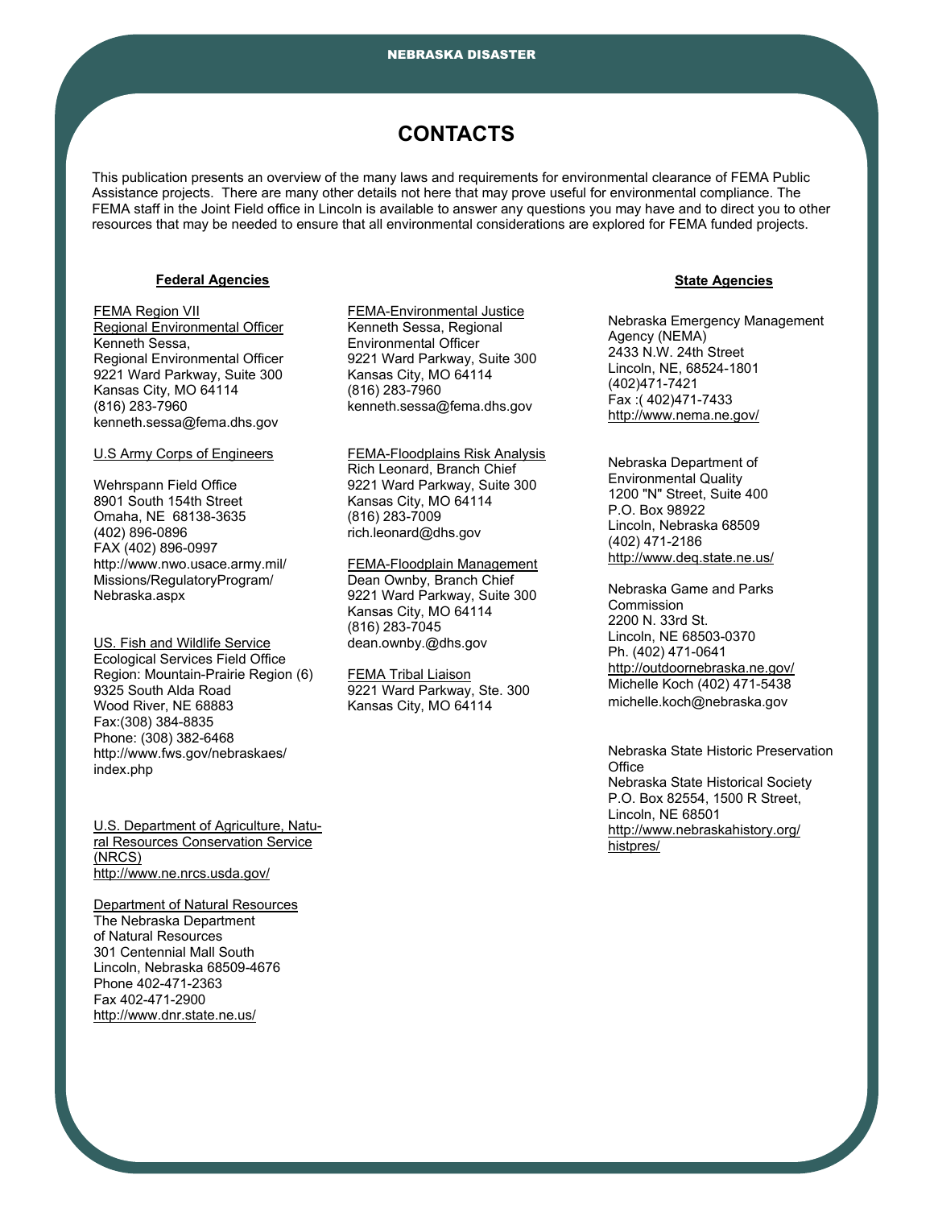# CONTACTS

This publication presents an overview of the many laws and requirements for environmental clearance of FEMA Public Assistance projects. There are many other details not here that may prove useful for environmental compliance. The FEMA staff in the Joint Field office in Lincoln is available to answer any questions you may have and to direct you to other resources that may be needed to ensure that all environmental considerations are explored for FEMA funded projects.

## Federal Agencies

FEMA Region VII
Regional Environmental Officer
Kenneth Sessa,
Regional Environmental Officer
9221 Ward Parkway, Suite 300
Kansas City, MO 64114
(816) 283-7960
kenneth.sessa@fema.dhs.gov

U.S Army Corps of Engineers

Wehrspann Field Office
8901 South 154th Street
Omaha, NE 68138-3635
(402) 896-0896
FAX (402) 896-0997
http://www.nwo.usace.army.mil/Missions/RegulatoryProgram/Nebraska.aspx

US. Fish and Wildlife Service
Ecological Services Field Office
Region: Mountain-Prairie Region (6)
9325 South Alda Road
Wood River, NE 68883
Fax:(308) 384-8835
Phone: (308) 382-6468
http://www.fws.gov/nebraskaes/index.php

U.S. Department of Agriculture, Natural Resources Conservation Service (NRCS)
http://www.ne.nrcs.usda.gov/

Department of Natural Resources
The Nebraska Department of Natural Resources
301 Centennial Mall South
Lincoln, Nebraska 68509-4676
Phone 402-471-2363
Fax 402-471-2900
http://www.dnr.state.ne.us/

FEMA-Environmental Justice
Kenneth Sessa, Regional Environmental Officer
9221 Ward Parkway, Suite 300
Kansas City, MO 64114
(816) 283-7960
kenneth.sessa@fema.dhs.gov

FEMA-Floodplains Risk Analysis
Rich Leonard, Branch Chief
9221 Ward Parkway, Suite 300
Kansas City, MO 64114
(816) 283-7009
rich.leonard@dhs.gov

FEMA-Floodplain Management
Dean Ownby, Branch Chief
9221 Ward Parkway, Suite 300
Kansas City, MO 64114
(816) 283-7045
dean.ownby.@dhs.gov

FEMA Tribal Liaison
9221 Ward Parkway, Ste. 300
Kansas City, MO 64114

## State Agencies

Nebraska Emergency Management Agency (NEMA)
2433 N.W. 24th Street
Lincoln, NE, 68524-1801
(402)471-7421
Fax :( 402)471-7433
http://www.nema.ne.gov/

Nebraska Department of Environmental Quality
1200 "N" Street, Suite 400
P.O. Box 98922
Lincoln, Nebraska 68509
(402) 471-2186
http://www.deq.state.ne.us/

Nebraska Game and Parks Commission
2200 N. 33rd St.
Lincoln, NE 68503-0370
Ph. (402) 471-0641
http://outdoornebraska.ne.gov/
Michelle Koch (402) 471-5438
michelle.koch@nebraska.gov

Nebraska State Historic Preservation Office
Nebraska State Historical Society
P.O. Box 82554, 1500 R Street,
Lincoln, NE 68501
http://www.nebraskahistory.org/histpres/